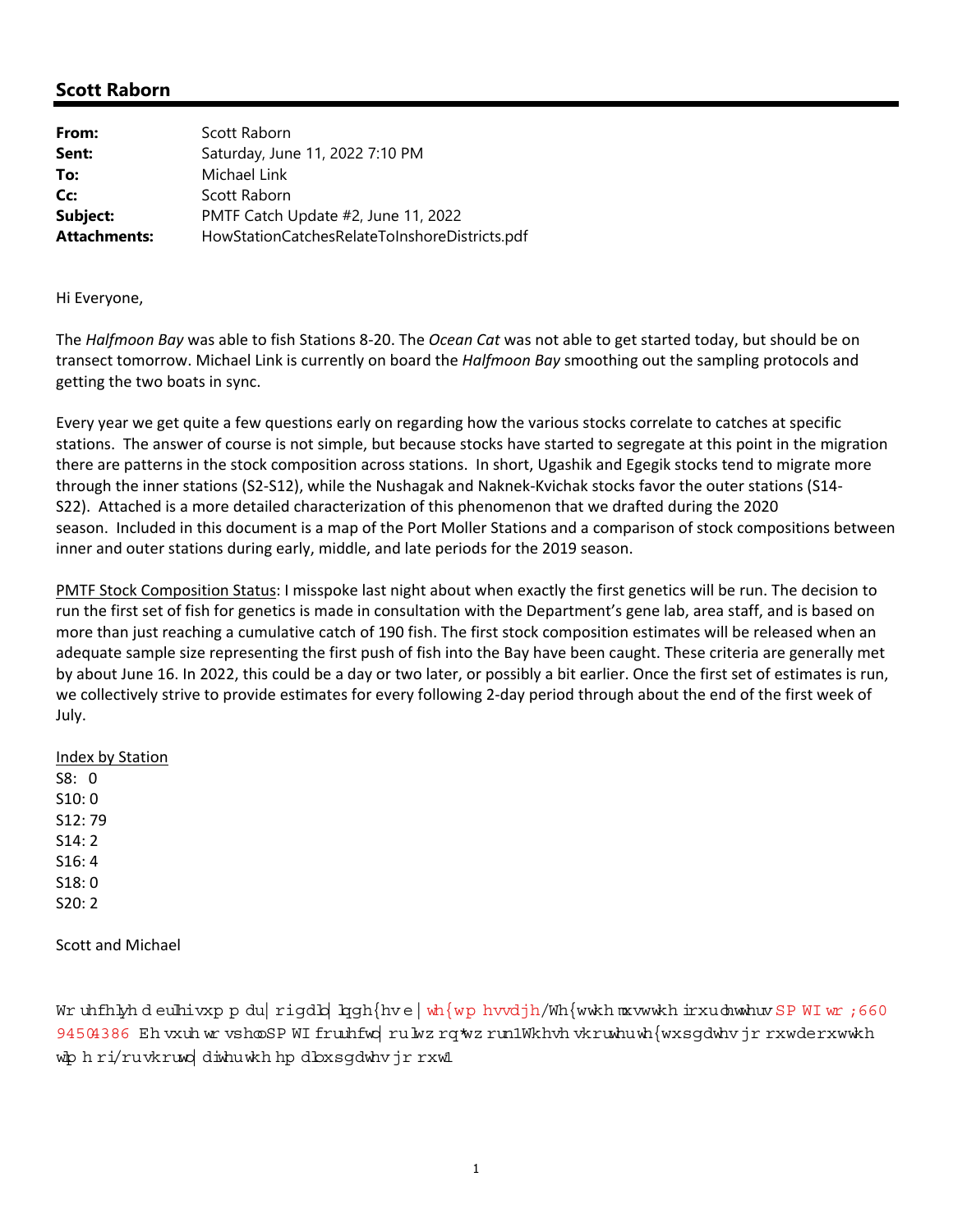## Scott Raborn

| | |
|---|---|
| **From:** | Scott Raborn |
| **Sent:** | Saturday, June 11, 2022 7:10 PM |
| **To:** | Michael Link |
| **Cc:** | Scott Raborn |
| **Subject:** | PMTF Catch Update #2, June 11, 2022 |
| **Attachments:** | HowStationCatchesRelateToInshoreDistricts.pdf |

Hi Everyone,

The *Halfmoon Bay* was able to fish Stations 8-20. The *Ocean Cat* was not able to get started today, but should be on transect tomorrow. Michael Link is currently on board the *Halfmoon Bay* smoothing out the sampling protocols and getting the two boats in sync.

Every year we get quite a few questions early on regarding how the various stocks correlate to catches at specific stations. The answer of course is not simple, but because stocks have started to segregate at this point in the migration there are patterns in the stock composition across stations. In short, Ugashik and Egegik stocks tend to migrate more through the inner stations (S2-S12), while the Nushagak and Naknek-Kvichak stocks favor the outer stations (S14-S22). Attached is a more detailed characterization of this phenomenon that we drafted during the 2020 season. Included in this document is a map of the Port Moller Stations and a comparison of stock compositions between inner and outer stations during early, middle, and late periods for the 2019 season.

PMTF Stock Composition Status: I misspoke last night about when exactly the first genetics will be run. The decision to run the first set of fish for genetics is made in consultation with the Department's gene lab, area staff, and is based on more than just reaching a cumulative catch of 190 fish. The first stock composition estimates will be released when an adequate sample size representing the first push of fish into the Bay have been caught. These criteria are generally met by about June 16. In 2022, this could be a day or two later, or possibly a bit earlier. Once the first set of estimates is run, we collectively strive to provide estimates for every following 2-day period through about the end of the first week of July.

Index by Station
S8: 0
S10: 0
S12: 79
S14: 2
S16: 4
S18: 0
S20: 2

Scott and Michael

Wr uhfhlyh d eulhivxp p du| rigdlo| lqgh{hve| wh{wp hvvdjh/Wh{wwkh mxvwwkh irxu dnwwhuv SP WI wr ;660 94504386 Eh vxuh wr vshooSP WI fruuhfwo| ru lwz rq*wz run1Wkhvh vkruwhu wh{wxsgdwhv jr rxwderxwwkh wlp h ri/ruvkruwo| diwhu wkh hp dloxsgdwhv jr rxw1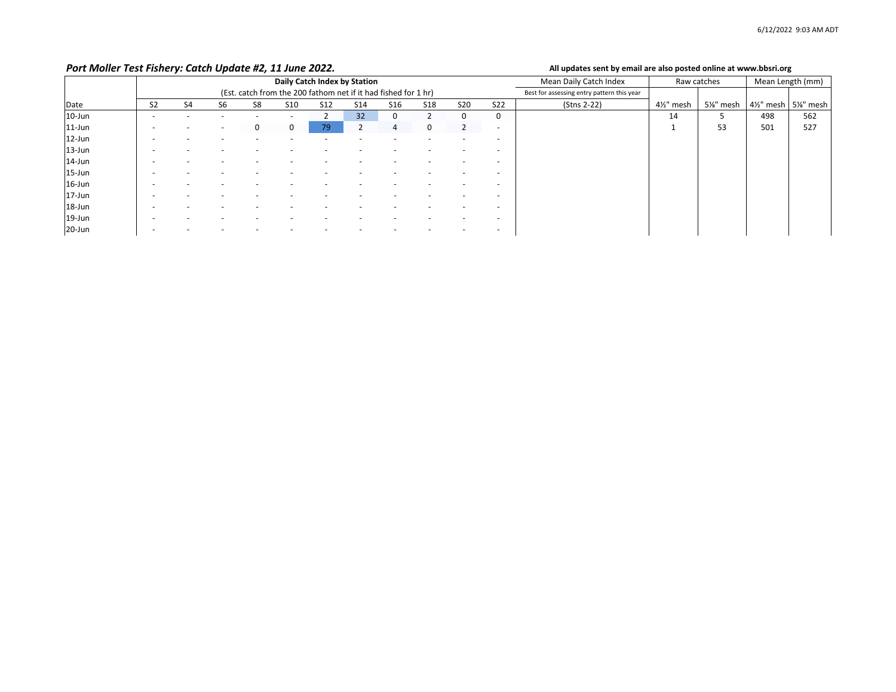6/12/2022 9:03 AM ADT

## *Port Moller Test Fishery: Catch Update #2, 11 June 2022.*

**All updates sent by email are also posted online at www.bbsri.org**

| | Daily Catch Index by Station (Est. catch from the 200 fathom net if it had fished for 1 hr) | | | | | | | | | | | Mean Daily Catch Index (Best for assessing entry pattern this year) | Raw catches | | Mean Length (mm) | |
|---|---|---|---|---|---|---|---|---|---|---|---|---|---|---|---|---|
| Date | S2 | S4 | S6 | S8 | S10 | S12 | S14 | S16 | S18 | S20 | S22 | (Stns 2-22) | 4½" mesh | 5⅛" mesh | 4½" mesh | 5⅛" mesh |
| 10-Jun | - | - | - | - | - | 2 | 32 | 0 | 2 | 0 | 0 | | 14 | 5 | 498 | 562 |
| 11-Jun | - | - | - | 0 | 0 | 79 | 2 | 4 | 0 | 2 | - | | 1 | 53 | 501 | 527 |
| 12-Jun | - | - | - | - | - | - | - | - | - | - | - | | | | | |
| 13-Jun | - | - | - | - | - | - | - | - | - | - | - | | | | | |
| 14-Jun | - | - | - | - | - | - | - | - | - | - | - | | | | | |
| 15-Jun | - | - | - | - | - | - | - | - | - | - | - | | | | | |
| 16-Jun | - | - | - | - | - | - | - | - | - | - | - | | | | | |
| 17-Jun | - | - | - | - | - | - | - | - | - | - | - | | | | | |
| 18-Jun | - | - | - | - | - | - | - | - | - | - | - | | | | | |
| 19-Jun | - | - | - | - | - | - | - | - | - | - | - | | | | | |
| 20-Jun | - | - | - | - | - | - | - | - | - | - | - | | | | | |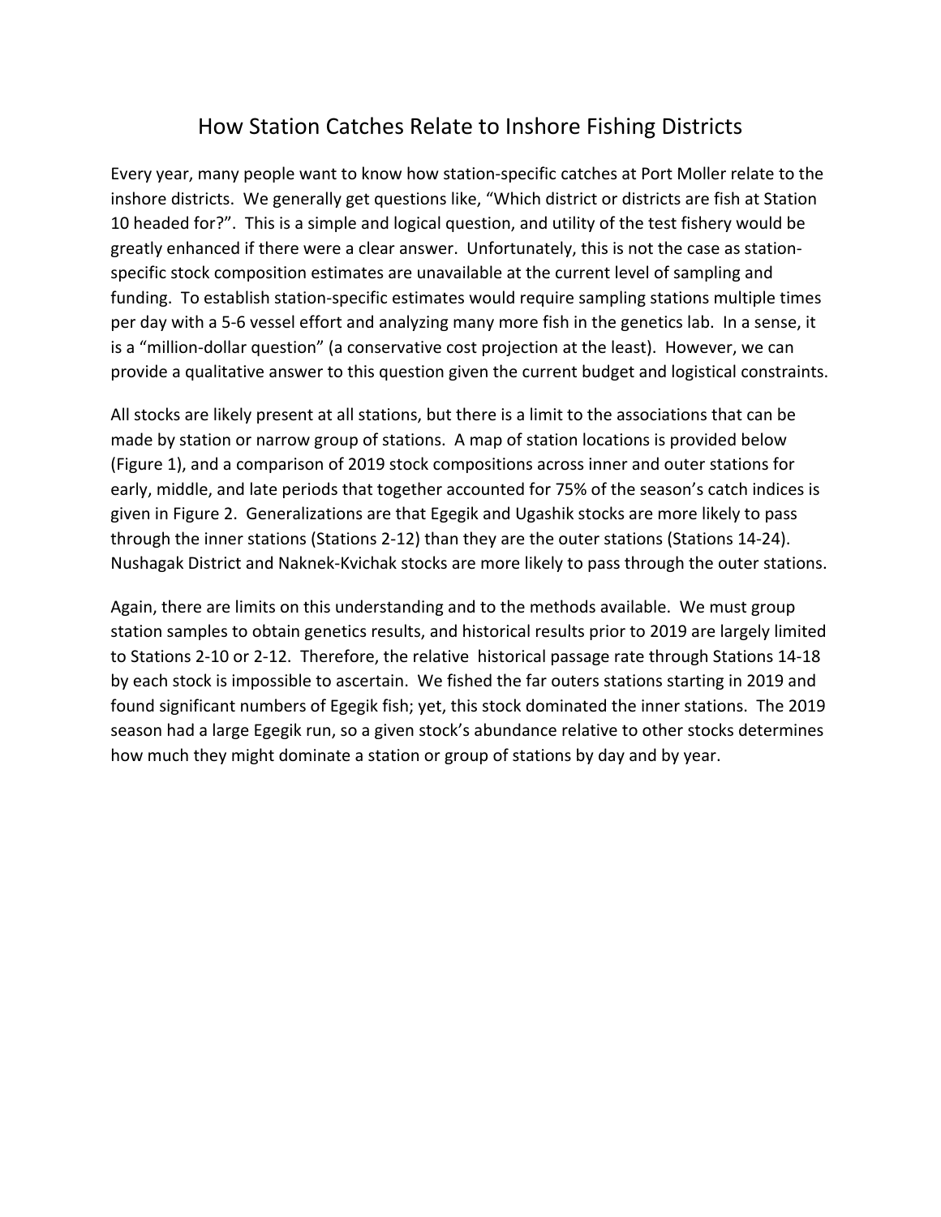# How Station Catches Relate to Inshore Fishing Districts

Every year, many people want to know how station-specific catches at Port Moller relate to the inshore districts. We generally get questions like, "Which district or districts are fish at Station 10 headed for?". This is a simple and logical question, and utility of the test fishery would be greatly enhanced if there were a clear answer. Unfortunately, this is not the case as station-specific stock composition estimates are unavailable at the current level of sampling and funding. To establish station-specific estimates would require sampling stations multiple times per day with a 5-6 vessel effort and analyzing many more fish in the genetics lab. In a sense, it is a "million-dollar question" (a conservative cost projection at the least). However, we can provide a qualitative answer to this question given the current budget and logistical constraints.

All stocks are likely present at all stations, but there is a limit to the associations that can be made by station or narrow group of stations. A map of station locations is provided below (Figure 1), and a comparison of 2019 stock compositions across inner and outer stations for early, middle, and late periods that together accounted for 75% of the season's catch indices is given in Figure 2. Generalizations are that Egegik and Ugashik stocks are more likely to pass through the inner stations (Stations 2-12) than they are the outer stations (Stations 14-24). Nushagak District and Naknek-Kvichak stocks are more likely to pass through the outer stations.

Again, there are limits on this understanding and to the methods available. We must group station samples to obtain genetics results, and historical results prior to 2019 are largely limited to Stations 2-10 or 2-12. Therefore, the relative historical passage rate through Stations 14-18 by each stock is impossible to ascertain. We fished the far outers stations starting in 2019 and found significant numbers of Egegik fish; yet, this stock dominated the inner stations. The 2019 season had a large Egegik run, so a given stock's abundance relative to other stocks determines how much they might dominate a station or group of stations by day and by year.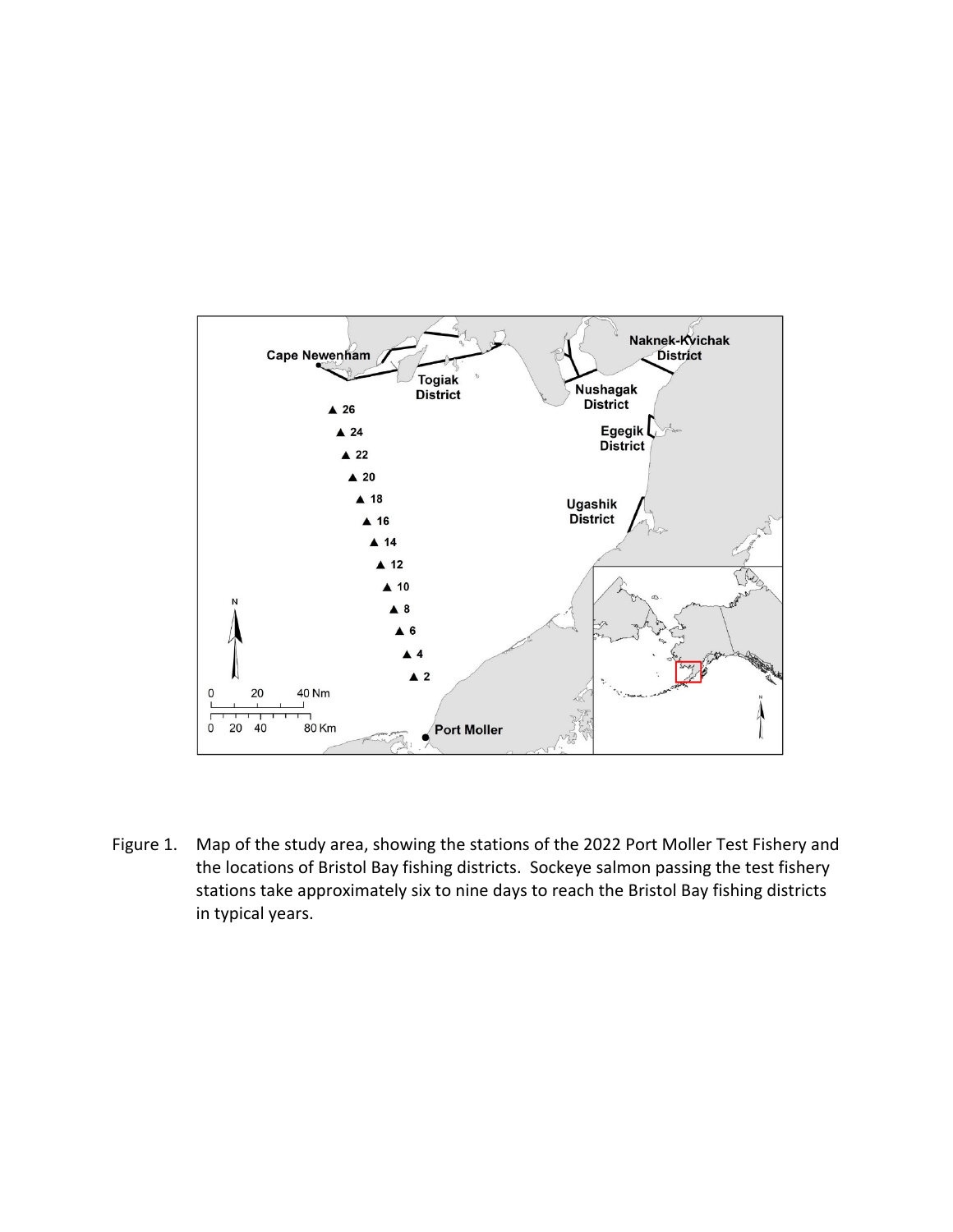Figure 1. Map of the study area, showing the stations of the 2022 Port Moller Test Fishery and the locations of Bristol Bay fishing districts. Sockeye salmon passing the test fishery stations take approximately six to nine days to reach the Bristol Bay fishing districts in typical years.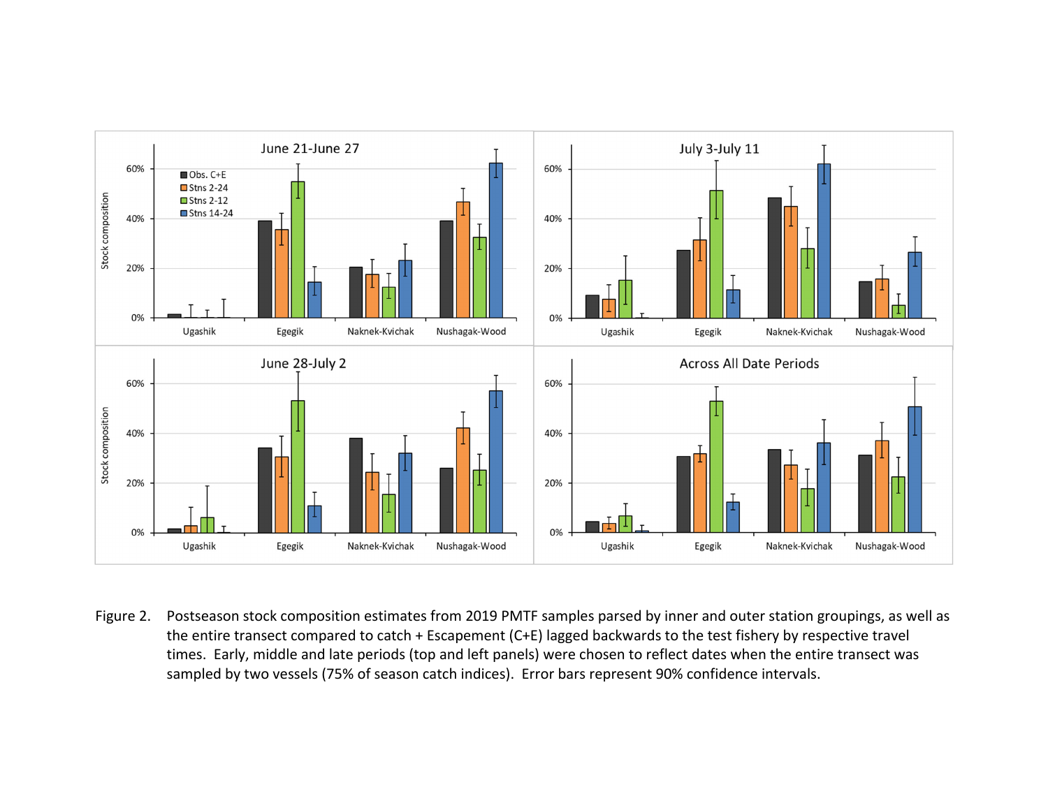June 21-June 27

Stock composition

60%
40%
20%
0%

Obs. C+E
Stns 2-24
Stns 2-12
Stns 14-24

Ugashik
Egegik
Naknek-Kvichak
Nushagak-Wood

July 3-July 11

60%
40%
20%
0%

Ugashik
Egegik
Naknek-Kvichak
Nushagak-Wood

June 28-July 2

Stock composition

60%
40%
20%
0%

Ugashik
Egegik
Naknek-Kvichak
Nushagak-Wood

Across All Date Periods

60%
40%
20%
0%

Ugashik
Egegik
Naknek-Kvichak
Nushagak-Wood

Figure 2. Postseason stock composition estimates from 2019 PMTF samples parsed by inner and outer station groupings, as well as the entire transect compared to catch + Escapement (C+E) lagged backwards to the test fishery by respective travel times. Early, middle and late periods (top and left panels) were chosen to reflect dates when the entire transect was sampled by two vessels (75% of season catch indices). Error bars represent 90% confidence intervals.